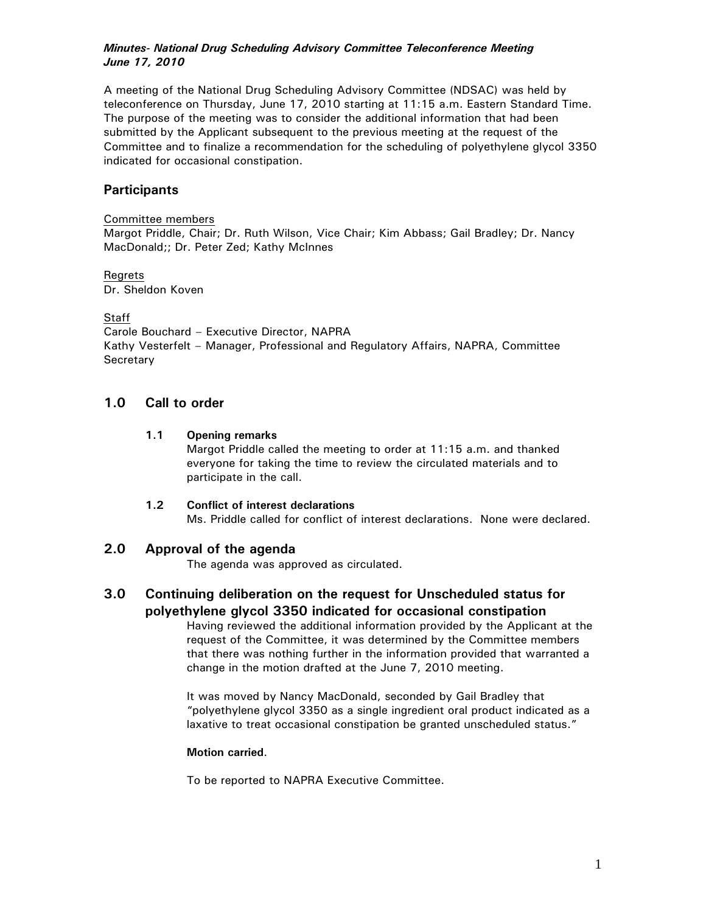***Minutes- National Drug Scheduling Advisory Committee Teleconference Meeting June 17, 2010***

A meeting of the National Drug Scheduling Advisory Committee (NDSAC) was held by teleconference on Thursday, June 17, 2010 starting at 11:15 a.m. Eastern Standard Time. The purpose of the meeting was to consider the additional information that had been submitted by the Applicant subsequent to the previous meeting at the request of the Committee and to finalize a recommendation for the scheduling of polyethylene glycol 3350 indicated for occasional constipation.

## Participants

Committee members
Margot Priddle, Chair; Dr. Ruth Wilson, Vice Chair; Kim Abbass; Gail Bradley; Dr. Nancy MacDonald;; Dr. Peter Zed; Kathy McInnes

Regrets
Dr. Sheldon Koven

Staff
Carole Bouchard – Executive Director, NAPRA
Kathy Vesterfelt – Manager, Professional and Regulatory Affairs, NAPRA, Committee Secretary

## 1.0 Call to order

### 1.1 Opening remarks

Margot Priddle called the meeting to order at 11:15 a.m. and thanked everyone for taking the time to review the circulated materials and to participate in the call.

### 1.2 Conflict of interest declarations

Ms. Priddle called for conflict of interest declarations. None were declared.

## 2.0 Approval of the agenda

The agenda was approved as circulated.

## 3.0 Continuing deliberation on the request for Unscheduled status for polyethylene glycol 3350 indicated for occasional constipation

Having reviewed the additional information provided by the Applicant at the request of the Committee, it was determined by the Committee members that there was nothing further in the information provided that warranted a change in the motion drafted at the June 7, 2010 meeting.

It was moved by Nancy MacDonald, seconded by Gail Bradley that "polyethylene glycol 3350 as a single ingredient oral product indicated as a laxative to treat occasional constipation be granted unscheduled status."

**Motion carried**.

To be reported to NAPRA Executive Committee.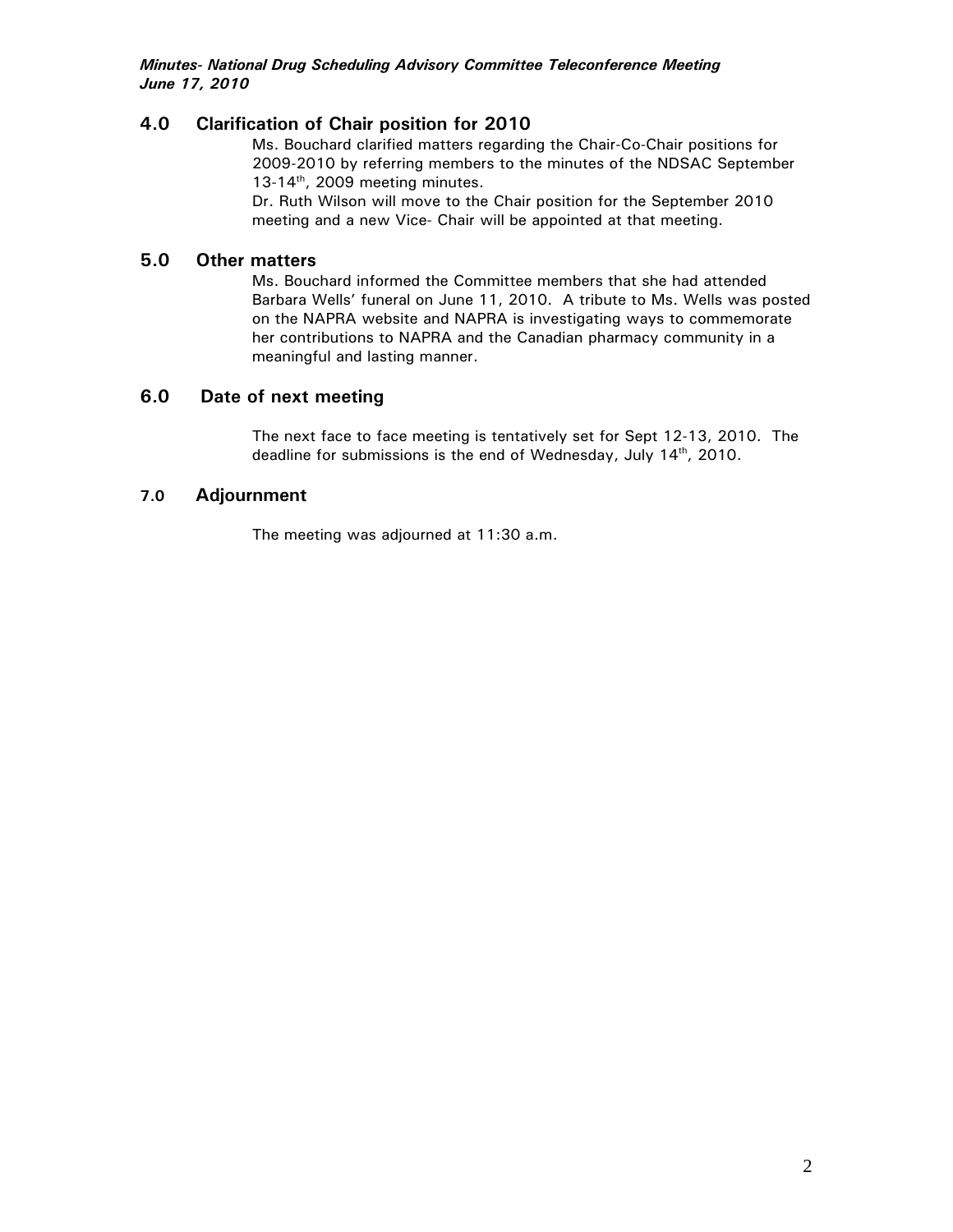## 4.0 Clarification of Chair position for 2010

Ms. Bouchard clarified matters regarding the Chair-Co-Chair positions for 2009-2010 by referring members to the minutes of the NDSAC September 13-14th, 2009 meeting minutes.

Dr. Ruth Wilson will move to the Chair position for the September 2010 meeting and a new Vice- Chair will be appointed at that meeting.

## 5.0 Other matters

Ms. Bouchard informed the Committee members that she had attended Barbara Wells' funeral on June 11, 2010. A tribute to Ms. Wells was posted on the NAPRA website and NAPRA is investigating ways to commemorate her contributions to NAPRA and the Canadian pharmacy community in a meaningful and lasting manner.

## 6.0 Date of next meeting

The next face to face meeting is tentatively set for Sept 12-13, 2010. The deadline for submissions is the end of Wednesday, July 14th, 2010.

## 7.0 Adjournment

The meeting was adjourned at 11:30 a.m.